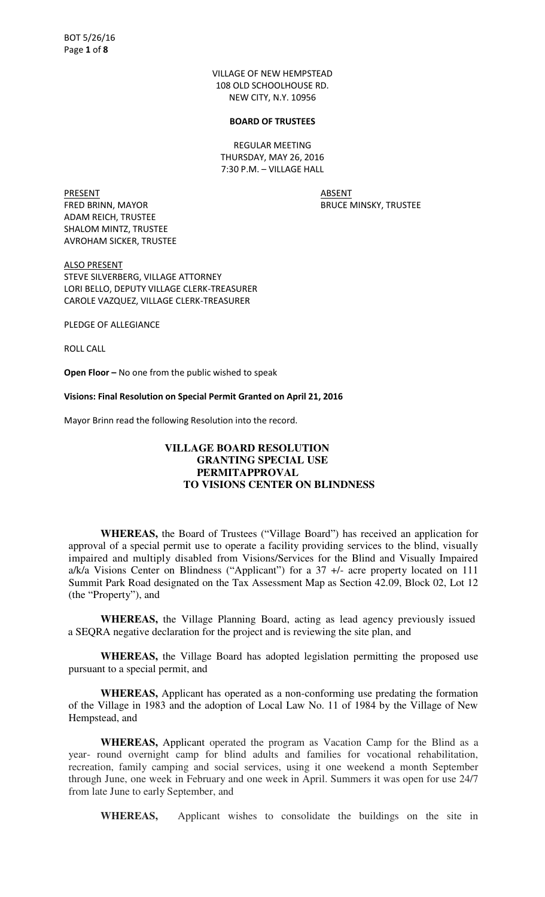VILLAGE OF NEW HEMPSTEAD
108 OLD SCHOOLHOUSE RD.
NEW CITY, N.Y. 10956

**BOARD OF TRUSTEES**

REGULAR MEETING
THURSDAY, MAY 26, 2016
7:30 P.M. – VILLAGE HALL

PRESENT
FRED BRINN, MAYOR
ADAM REICH, TRUSTEE
SHALOM MINTZ, TRUSTEE
AVROHAM SICKER, TRUSTEE

ABSENT
BRUCE MINSKY, TRUSTEE

ALSO PRESENT
STEVE SILVERBERG, VILLAGE ATTORNEY
LORI BELLO, DEPUTY VILLAGE CLERK-TREASURER
CAROLE VAZQUEZ, VILLAGE CLERK-TREASURER

PLEDGE OF ALLEGIANCE

ROLL CALL

**Open Floor –** No one from the public wished to speak

**Visions: Final Resolution on Special Permit Granted on April 21, 2016**

Mayor Brinn read the following Resolution into the record.

**VILLAGE BOARD RESOLUTION GRANTING SPECIAL USE PERMITAPPROVAL TO VISIONS CENTER ON BLINDNESS**

**WHEREAS,** the Board of Trustees ("Village Board") has received an application for approval of a special permit use to operate a facility providing services to the blind, visually impaired and multiply disabled from Visions/Services for the Blind and Visually Impaired a/k/a Visions Center on Blindness ("Applicant") for a 37 +/- acre property located on 111 Summit Park Road designated on the Tax Assessment Map as Section 42.09, Block 02, Lot 12 (the "Property"), and

**WHEREAS,** the Village Planning Board, acting as lead agency previously issued a SEQRA negative declaration for the project and is reviewing the site plan, and

**WHEREAS,** the Village Board has adopted legislation permitting the proposed use pursuant to a special permit, and

**WHEREAS,** Applicant has operated as a non-conforming use predating the formation of the Village in 1983 and the adoption of Local Law No. 11 of 1984 by the Village of New Hempstead, and

**WHEREAS,** Applicant operated the program as Vacation Camp for the Blind as a year- round overnight camp for blind adults and families for vocational rehabilitation, recreation, family camping and social services, using it one weekend a month September through June, one week in February and one week in April. Summers it was open for use 24/7 from late June to early September, and

**WHEREAS,** Applicant wishes to consolidate the buildings on the site in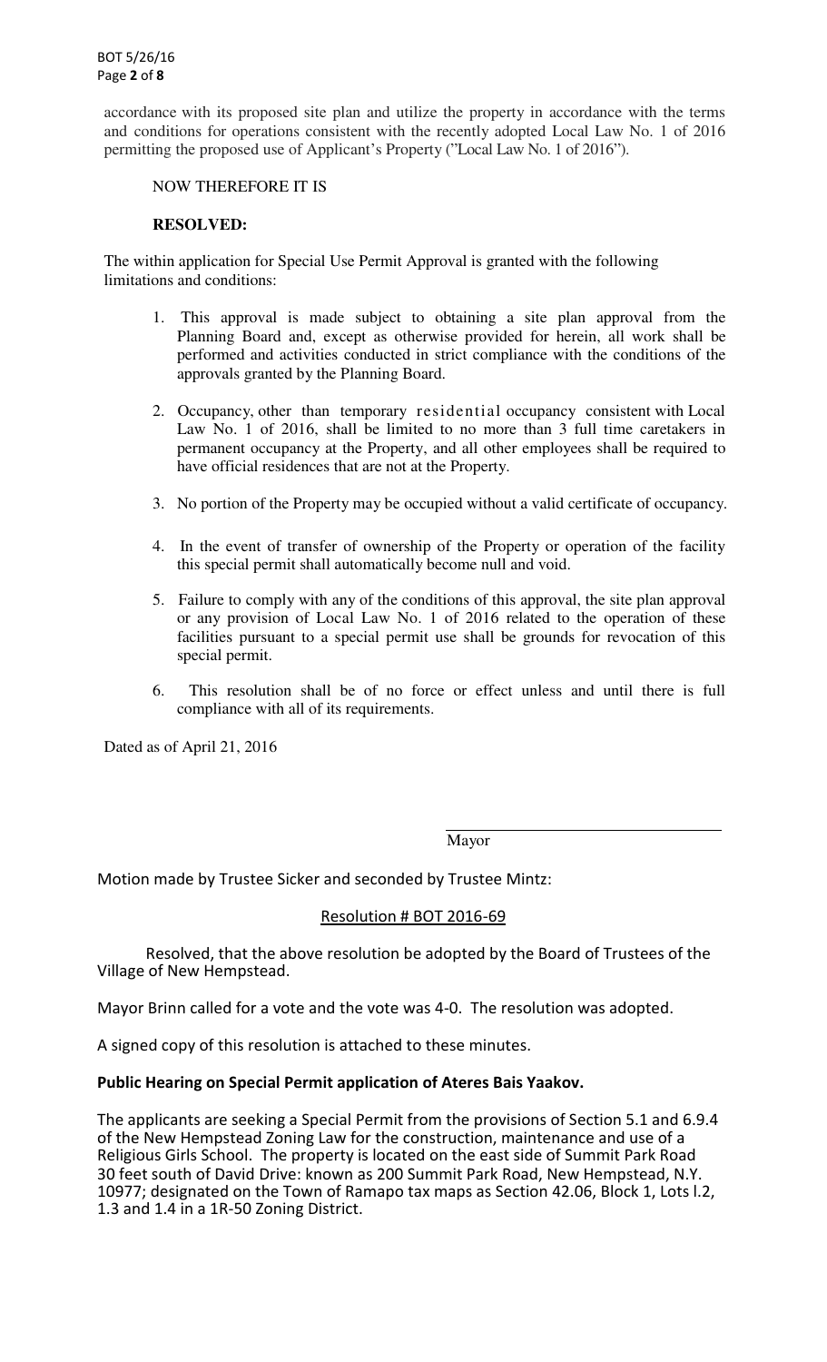accordance with its proposed site plan and utilize the property in accordance with the terms and conditions for operations consistent with the recently adopted Local Law No. 1 of 2016 permitting the proposed use of Applicant's Property ("Local Law No. 1 of 2016").

NOW THEREFORE IT IS

**RESOLVED:**

The within application for Special Use Permit Approval is granted with the following limitations and conditions:

1. This approval is made subject to obtaining a site plan approval from the Planning Board and, except as otherwise provided for herein, all work shall be performed and activities conducted in strict compliance with the conditions of the approvals granted by the Planning Board.
2. Occupancy, other than temporary residential occupancy consistent with Local Law No. 1 of 2016, shall be limited to no more than 3 full time caretakers in permanent occupancy at the Property, and all other employees shall be required to have official residences that are not at the Property.
3. No portion of the Property may be occupied without a valid certificate of occupancy.
4. In the event of transfer of ownership of the Property or operation of the facility this special permit shall automatically become null and void.
5. Failure to comply with any of the conditions of this approval, the site plan approval or any provision of Local Law No. 1 of 2016 related to the operation of these facilities pursuant to a special permit use shall be grounds for revocation of this special permit.
6. This resolution shall be of no force or effect unless and until there is full compliance with all of its requirements.

Dated as of April 21, 2016

Mayor

Motion made by Trustee Sicker and seconded by Trustee Mintz:

Resolution # BOT 2016-69

Resolved, that the above resolution be adopted by the Board of Trustees of the Village of New Hempstead.

Mayor Brinn called for a vote and the vote was 4-0. The resolution was adopted.

A signed copy of this resolution is attached to these minutes.

**Public Hearing on Special Permit application of Ateres Bais Yaakov.**

The applicants are seeking a Special Permit from the provisions of Section 5.1 and 6.9.4 of the New Hempstead Zoning Law for the construction, maintenance and use of a Religious Girls School. The property is located on the east side of Summit Park Road 30 feet south of David Drive: known as 200 Summit Park Road, New Hempstead, N.Y. 10977; designated on the Town of Ramapo tax maps as Section 42.06, Block 1, Lots l.2, 1.3 and 1.4 in a 1R-50 Zoning District.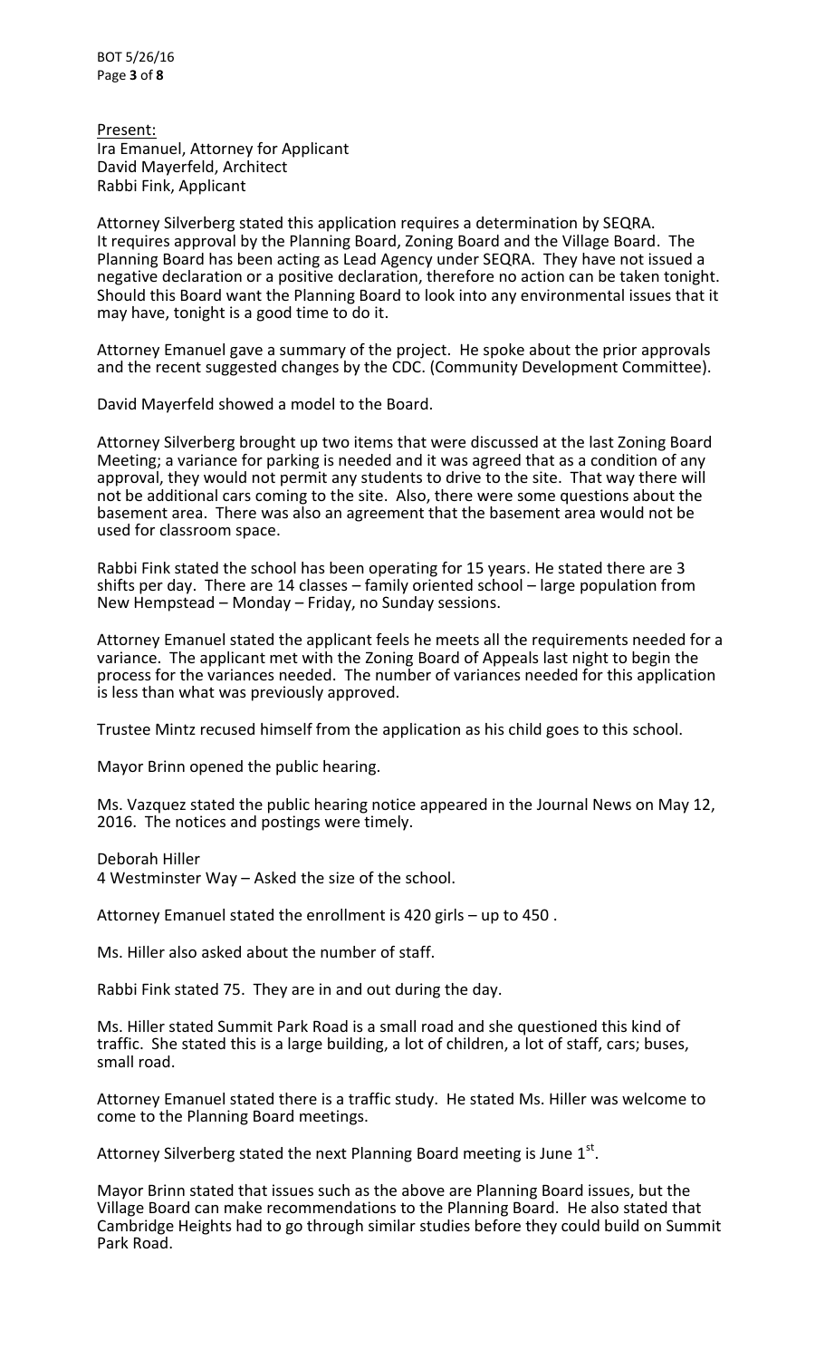Present:
Ira Emanuel, Attorney for Applicant
David Mayerfeld, Architect
Rabbi Fink, Applicant

Attorney Silverberg stated this application requires a determination by SEQRA. It requires approval by the Planning Board, Zoning Board and the Village Board. The Planning Board has been acting as Lead Agency under SEQRA. They have not issued a negative declaration or a positive declaration, therefore no action can be taken tonight. Should this Board want the Planning Board to look into any environmental issues that it may have, tonight is a good time to do it.

Attorney Emanuel gave a summary of the project. He spoke about the prior approvals and the recent suggested changes by the CDC. (Community Development Committee).

David Mayerfeld showed a model to the Board.

Attorney Silverberg brought up two items that were discussed at the last Zoning Board Meeting; a variance for parking is needed and it was agreed that as a condition of any approval, they would not permit any students to drive to the site. That way there will not be additional cars coming to the site. Also, there were some questions about the basement area. There was also an agreement that the basement area would not be used for classroom space.

Rabbi Fink stated the school has been operating for 15 years. He stated there are 3 shifts per day. There are 14 classes – family oriented school – large population from New Hempstead – Monday – Friday, no Sunday sessions.

Attorney Emanuel stated the applicant feels he meets all the requirements needed for a variance. The applicant met with the Zoning Board of Appeals last night to begin the process for the variances needed. The number of variances needed for this application is less than what was previously approved.

Trustee Mintz recused himself from the application as his child goes to this school.

Mayor Brinn opened the public hearing.

Ms. Vazquez stated the public hearing notice appeared in the Journal News on May 12, 2016. The notices and postings were timely.

Deborah Hiller
4 Westminster Way – Asked the size of the school.

Attorney Emanuel stated the enrollment is 420 girls – up to 450 .

Ms. Hiller also asked about the number of staff.

Rabbi Fink stated 75. They are in and out during the day.

Ms. Hiller stated Summit Park Road is a small road and she questioned this kind of traffic. She stated this is a large building, a lot of children, a lot of staff, cars; buses, small road.

Attorney Emanuel stated there is a traffic study. He stated Ms. Hiller was welcome to come to the Planning Board meetings.

Attorney Silverberg stated the next Planning Board meeting is June 1st.

Mayor Brinn stated that issues such as the above are Planning Board issues, but the Village Board can make recommendations to the Planning Board. He also stated that Cambridge Heights had to go through similar studies before they could build on Summit Park Road.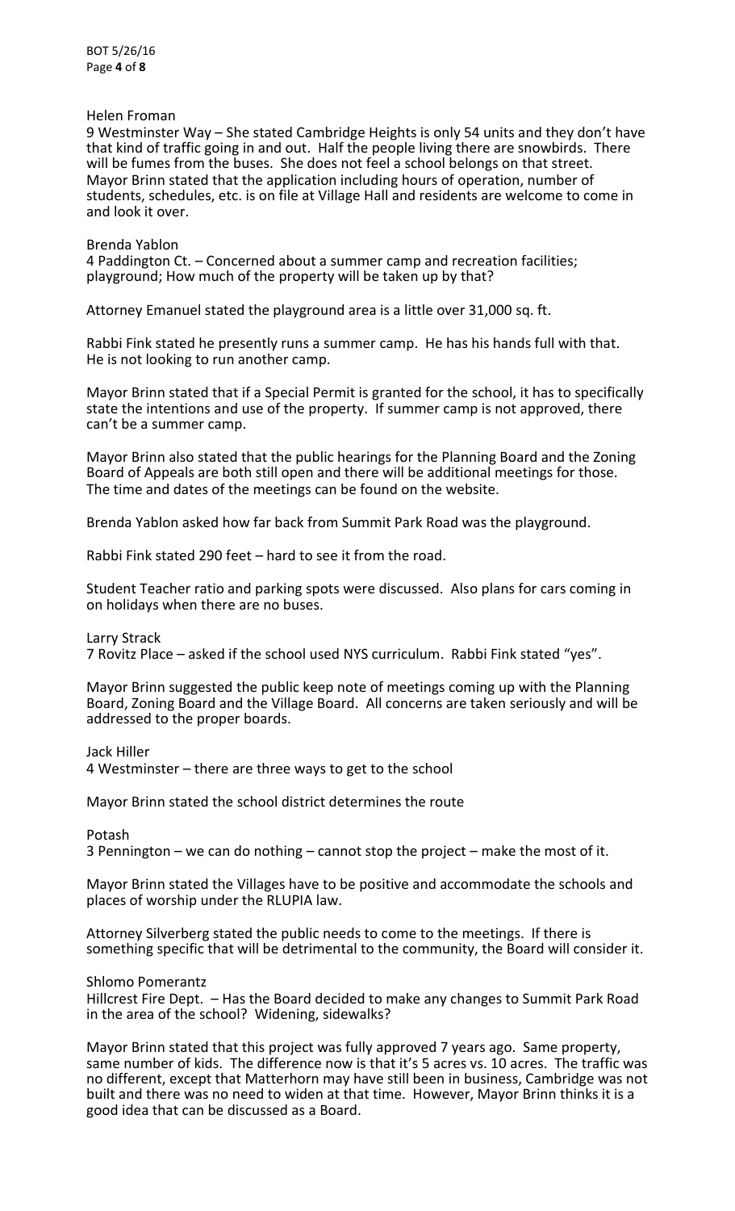Helen Froman

9 Westminster Way – She stated Cambridge Heights is only 54 units and they don't have that kind of traffic going in and out. Half the people living there are snowbirds. There will be fumes from the buses. She does not feel a school belongs on that street. Mayor Brinn stated that the application including hours of operation, number of students, schedules, etc. is on file at Village Hall and residents are welcome to come in and look it over.

Brenda Yablon

4 Paddington Ct. – Concerned about a summer camp and recreation facilities; playground; How much of the property will be taken up by that?

Attorney Emanuel stated the playground area is a little over 31,000 sq. ft.

Rabbi Fink stated he presently runs a summer camp. He has his hands full with that. He is not looking to run another camp.

Mayor Brinn stated that if a Special Permit is granted for the school, it has to specifically state the intentions and use of the property. If summer camp is not approved, there can't be a summer camp.

Mayor Brinn also stated that the public hearings for the Planning Board and the Zoning Board of Appeals are both still open and there will be additional meetings for those. The time and dates of the meetings can be found on the website.

Brenda Yablon asked how far back from Summit Park Road was the playground.

Rabbi Fink stated 290 feet – hard to see it from the road.

Student Teacher ratio and parking spots were discussed. Also plans for cars coming in on holidays when there are no buses.

Larry Strack

7 Rovitz Place – asked if the school used NYS curriculum. Rabbi Fink stated "yes".

Mayor Brinn suggested the public keep note of meetings coming up with the Planning Board, Zoning Board and the Village Board. All concerns are taken seriously and will be addressed to the proper boards.

Jack Hiller

4 Westminster – there are three ways to get to the school

Mayor Brinn stated the school district determines the route

Potash

3 Pennington – we can do nothing – cannot stop the project – make the most of it.

Mayor Brinn stated the Villages have to be positive and accommodate the schools and places of worship under the RLUPIA law.

Attorney Silverberg stated the public needs to come to the meetings. If there is something specific that will be detrimental to the community, the Board will consider it.

Shlomo Pomerantz

Hillcrest Fire Dept. – Has the Board decided to make any changes to Summit Park Road in the area of the school? Widening, sidewalks?

Mayor Brinn stated that this project was fully approved 7 years ago. Same property, same number of kids. The difference now is that it's 5 acres vs. 10 acres. The traffic was no different, except that Matterhorn may have still been in business, Cambridge was not built and there was no need to widen at that time. However, Mayor Brinn thinks it is a good idea that can be discussed as a Board.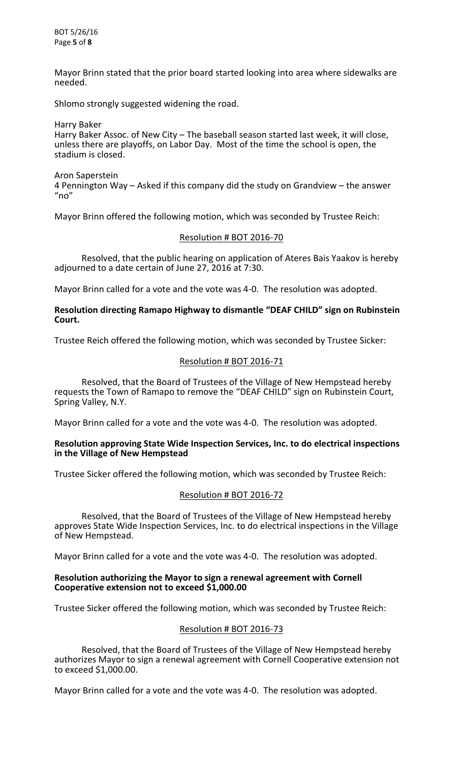Mayor Brinn stated that the prior board started looking into area where sidewalks are needed.

Shlomo strongly suggested widening the road.

Harry Baker
Harry Baker Assoc. of New City – The baseball season started last week, it will close, unless there are playoffs, on Labor Day. Most of the time the school is open, the stadium is closed.

Aron Saperstein
4 Pennington Way – Asked if this company did the study on Grandview – the answer "no"

Mayor Brinn offered the following motion, which was seconded by Trustee Reich:

Resolution # BOT 2016-70

Resolved, that the public hearing on application of Ateres Bais Yaakov is hereby adjourned to a date certain of June 27, 2016 at 7:30.

Mayor Brinn called for a vote and the vote was 4-0. The resolution was adopted.

**Resolution directing Ramapo Highway to dismantle "DEAF CHILD" sign on Rubinstein Court.**

Trustee Reich offered the following motion, which was seconded by Trustee Sicker:

Resolution # BOT 2016-71

Resolved, that the Board of Trustees of the Village of New Hempstead hereby requests the Town of Ramapo to remove the "DEAF CHILD" sign on Rubinstein Court, Spring Valley, N.Y.

Mayor Brinn called for a vote and the vote was 4-0. The resolution was adopted.

**Resolution approving State Wide Inspection Services, Inc. to do electrical inspections in the Village of New Hempstead**

Trustee Sicker offered the following motion, which was seconded by Trustee Reich:

Resolution # BOT 2016-72

Resolved, that the Board of Trustees of the Village of New Hempstead hereby approves State Wide Inspection Services, Inc. to do electrical inspections in the Village of New Hempstead.

Mayor Brinn called for a vote and the vote was 4-0. The resolution was adopted.

**Resolution authorizing the Mayor to sign a renewal agreement with Cornell Cooperative extension not to exceed $1,000.00**

Trustee Sicker offered the following motion, which was seconded by Trustee Reich:

Resolution # BOT 2016-73

Resolved, that the Board of Trustees of the Village of New Hempstead hereby authorizes Mayor to sign a renewal agreement with Cornell Cooperative extension not to exceed $1,000.00.

Mayor Brinn called for a vote and the vote was 4-0. The resolution was adopted.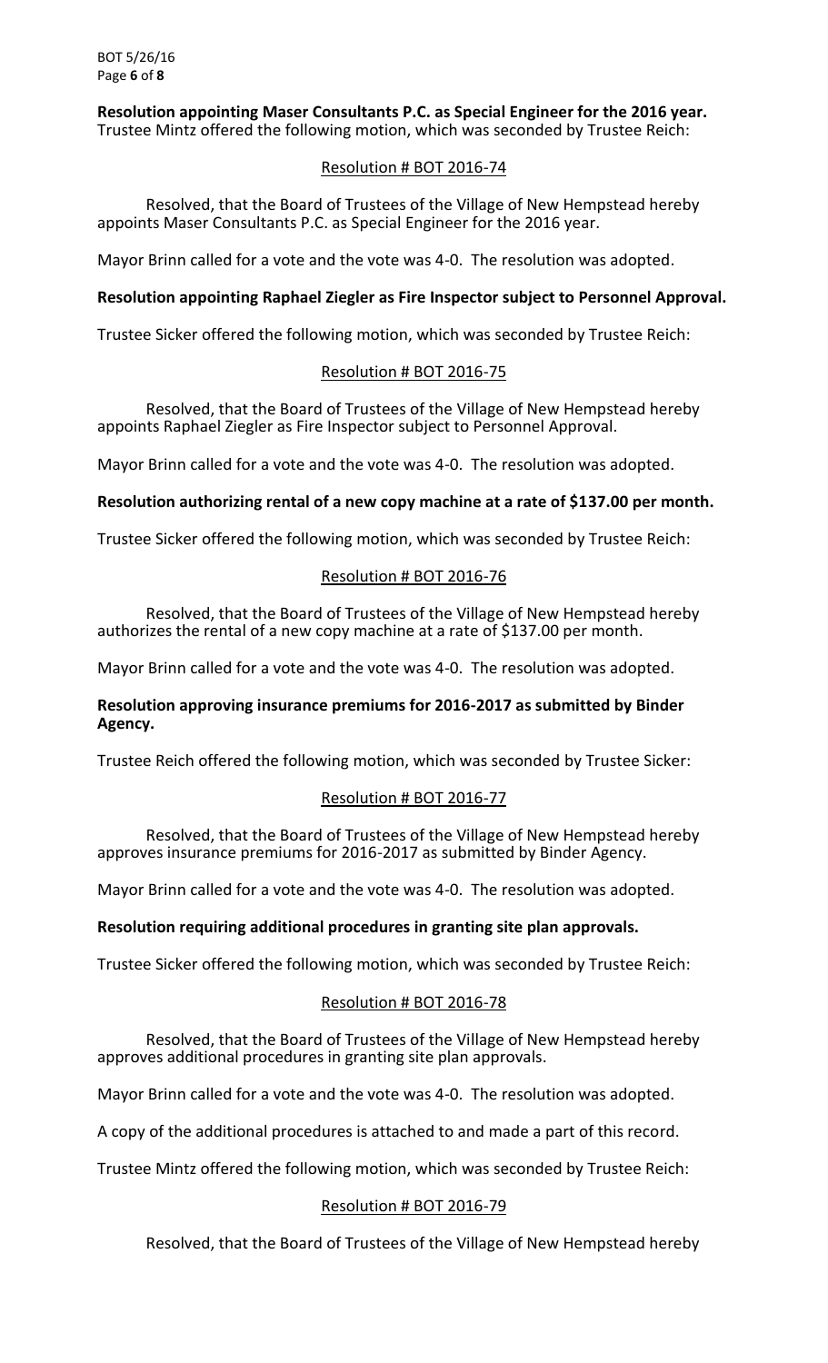**Resolution appointing Maser Consultants P.C. as Special Engineer for the 2016 year.**
Trustee Mintz offered the following motion, which was seconded by Trustee Reich:

Resolution # BOT 2016-74

Resolved, that the Board of Trustees of the Village of New Hempstead hereby appoints Maser Consultants P.C. as Special Engineer for the 2016 year.

Mayor Brinn called for a vote and the vote was 4-0. The resolution was adopted.

**Resolution appointing Raphael Ziegler as Fire Inspector subject to Personnel Approval.**

Trustee Sicker offered the following motion, which was seconded by Trustee Reich:

Resolution # BOT 2016-75

Resolved, that the Board of Trustees of the Village of New Hempstead hereby appoints Raphael Ziegler as Fire Inspector subject to Personnel Approval.

Mayor Brinn called for a vote and the vote was 4-0. The resolution was adopted.

**Resolution authorizing rental of a new copy machine at a rate of $137.00 per month.**

Trustee Sicker offered the following motion, which was seconded by Trustee Reich:

Resolution # BOT 2016-76

Resolved, that the Board of Trustees of the Village of New Hempstead hereby authorizes the rental of a new copy machine at a rate of $137.00 per month.

Mayor Brinn called for a vote and the vote was 4-0. The resolution was adopted.

**Resolution approving insurance premiums for 2016-2017 as submitted by Binder Agency.**

Trustee Reich offered the following motion, which was seconded by Trustee Sicker:

Resolution # BOT 2016-77

Resolved, that the Board of Trustees of the Village of New Hempstead hereby approves insurance premiums for 2016-2017 as submitted by Binder Agency.

Mayor Brinn called for a vote and the vote was 4-0. The resolution was adopted.

**Resolution requiring additional procedures in granting site plan approvals.**

Trustee Sicker offered the following motion, which was seconded by Trustee Reich:

Resolution # BOT 2016-78

Resolved, that the Board of Trustees of the Village of New Hempstead hereby approves additional procedures in granting site plan approvals.

Mayor Brinn called for a vote and the vote was 4-0. The resolution was adopted.

A copy of the additional procedures is attached to and made a part of this record.

Trustee Mintz offered the following motion, which was seconded by Trustee Reich:

Resolution # BOT 2016-79

Resolved, that the Board of Trustees of the Village of New Hempstead hereby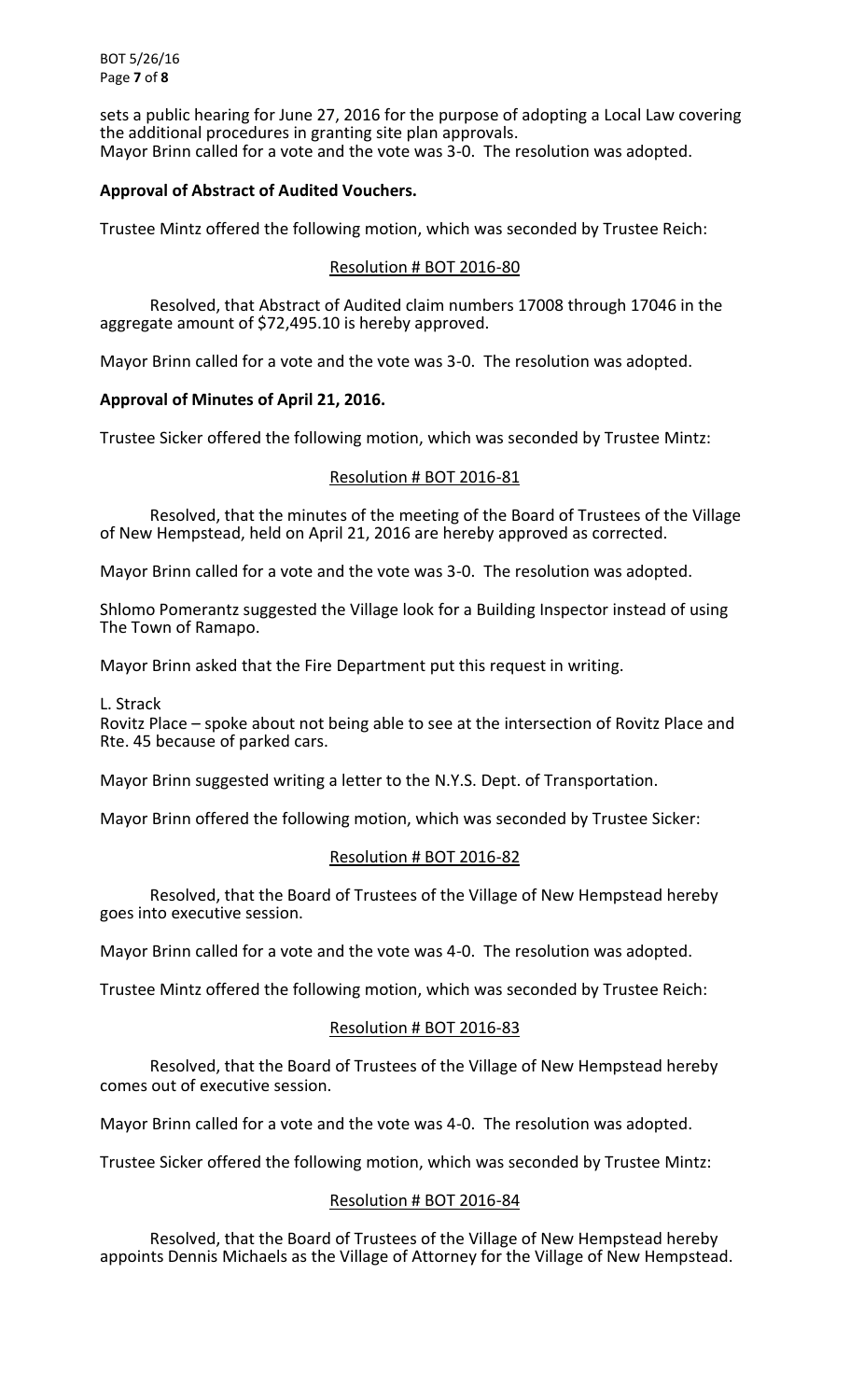sets a public hearing for June 27, 2016 for the purpose of adopting a Local Law covering the additional procedures in granting site plan approvals.
Mayor Brinn called for a vote and the vote was 3-0. The resolution was adopted.

**Approval of Abstract of Audited Vouchers.**

Trustee Mintz offered the following motion, which was seconded by Trustee Reich:

Resolution # BOT 2016-80

Resolved, that Abstract of Audited claim numbers 17008 through 17046 in the aggregate amount of $72,495.10 is hereby approved.

Mayor Brinn called for a vote and the vote was 3-0. The resolution was adopted.

**Approval of Minutes of April 21, 2016.**

Trustee Sicker offered the following motion, which was seconded by Trustee Mintz:

Resolution # BOT 2016-81

Resolved, that the minutes of the meeting of the Board of Trustees of the Village of New Hempstead, held on April 21, 2016 are hereby approved as corrected.

Mayor Brinn called for a vote and the vote was 3-0. The resolution was adopted.

Shlomo Pomerantz suggested the Village look for a Building Inspector instead of using The Town of Ramapo.

Mayor Brinn asked that the Fire Department put this request in writing.

L. Strack
Rovitz Place – spoke about not being able to see at the intersection of Rovitz Place and Rte. 45 because of parked cars.

Mayor Brinn suggested writing a letter to the N.Y.S. Dept. of Transportation.

Mayor Brinn offered the following motion, which was seconded by Trustee Sicker:

Resolution # BOT 2016-82

Resolved, that the Board of Trustees of the Village of New Hempstead hereby goes into executive session.

Mayor Brinn called for a vote and the vote was 4-0. The resolution was adopted.

Trustee Mintz offered the following motion, which was seconded by Trustee Reich:

Resolution # BOT 2016-83

Resolved, that the Board of Trustees of the Village of New Hempstead hereby comes out of executive session.

Mayor Brinn called for a vote and the vote was 4-0. The resolution was adopted.

Trustee Sicker offered the following motion, which was seconded by Trustee Mintz:

Resolution # BOT 2016-84

Resolved, that the Board of Trustees of the Village of New Hempstead hereby appoints Dennis Michaels as the Village of Attorney for the Village of New Hempstead.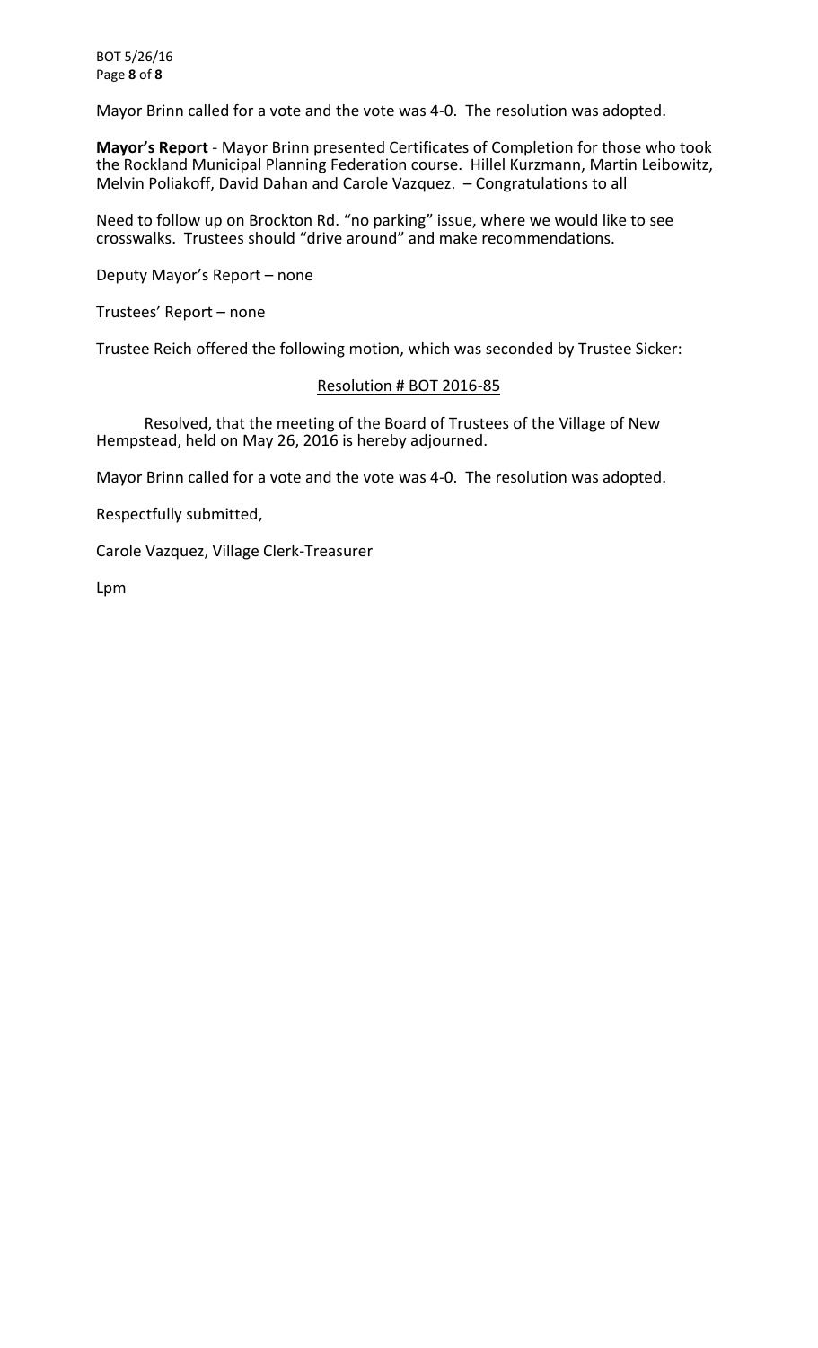Mayor Brinn called for a vote and the vote was 4-0. The resolution was adopted.

**Mayor's Report** - Mayor Brinn presented Certificates of Completion for those who took the Rockland Municipal Planning Federation course. Hillel Kurzmann, Martin Leibowitz, Melvin Poliakoff, David Dahan and Carole Vazquez. – Congratulations to all

Need to follow up on Brockton Rd. "no parking" issue, where we would like to see crosswalks. Trustees should "drive around" and make recommendations.

Deputy Mayor's Report – none

Trustees' Report – none

Trustee Reich offered the following motion, which was seconded by Trustee Sicker:

Resolution # BOT 2016-85

Resolved, that the meeting of the Board of Trustees of the Village of New Hempstead, held on May 26, 2016 is hereby adjourned.

Mayor Brinn called for a vote and the vote was 4-0. The resolution was adopted.

Respectfully submitted,

Carole Vazquez, Village Clerk-Treasurer

Lpm